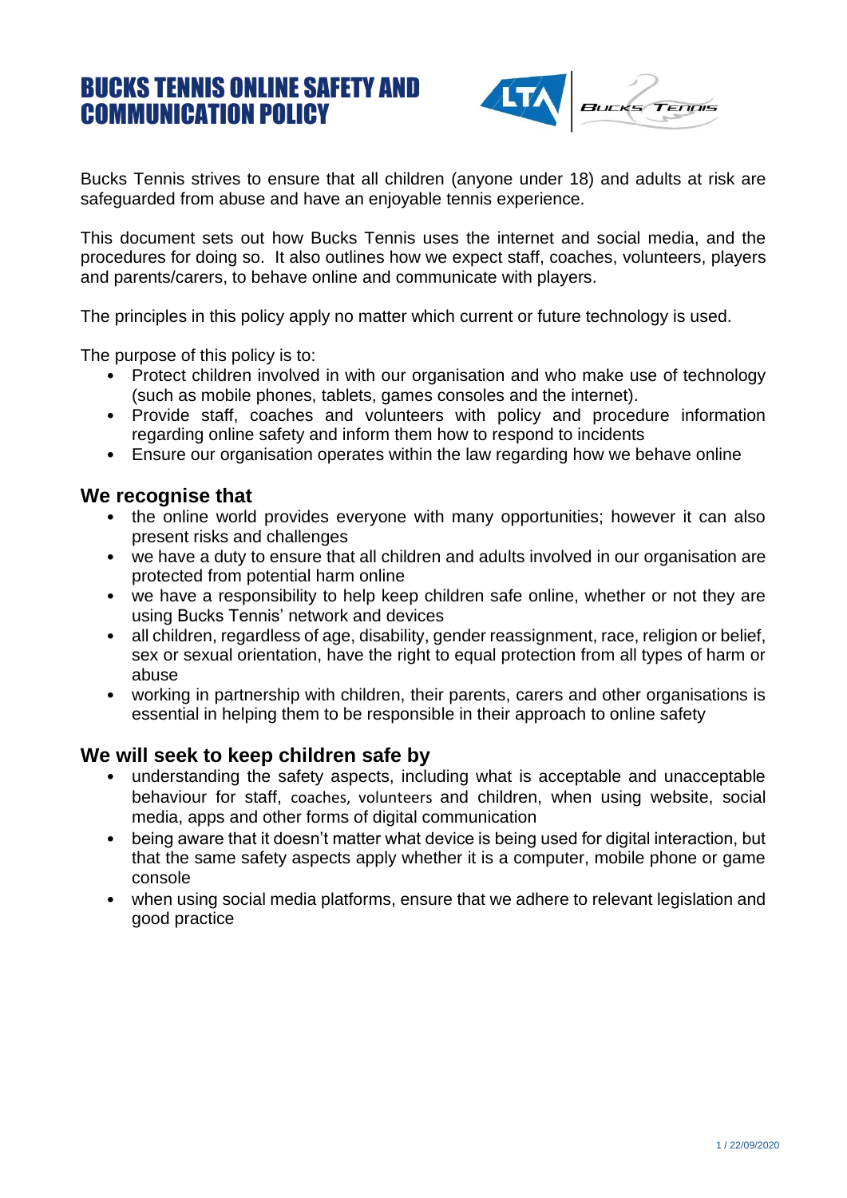# BUCKS TENNIS ONLINE SAFETY AND COMMUNICATION POLICY

Bucks Tennis strives to ensure that all children (anyone under 18) and adults at risk are safeguarded from abuse and have an enjoyable tennis experience.

This document sets out how Bucks Tennis uses the internet and social media, and the procedures for doing so. It also outlines how we expect staff, coaches, volunteers, players and parents/carers, to behave online and communicate with players.

The principles in this policy apply no matter which current or future technology is used.

The purpose of this policy is to:

- Protect children involved in with our organisation and who make use of technology (such as mobile phones, tablets, games consoles and the internet).
- Provide staff, coaches and volunteers with policy and procedure information regarding online safety and inform them how to respond to incidents
- Ensure our organisation operates within the law regarding how we behave online

## We recognise that

- the online world provides everyone with many opportunities; however it can also present risks and challenges
- we have a duty to ensure that all children and adults involved in our organisation are protected from potential harm online
- we have a responsibility to help keep children safe online, whether or not they are using Bucks Tennis' network and devices
- all children, regardless of age, disability, gender reassignment, race, religion or belief, sex or sexual orientation, have the right to equal protection from all types of harm or abuse
- working in partnership with children, their parents, carers and other organisations is essential in helping them to be responsible in their approach to online safety

## We will seek to keep children safe by

- understanding the safety aspects, including what is acceptable and unacceptable behaviour for staff, coaches, volunteers and children, when using website, social media, apps and other forms of digital communication
- being aware that it doesn't matter what device is being used for digital interaction, but that the same safety aspects apply whether it is a computer, mobile phone or game console
- when using social media platforms, ensure that we adhere to relevant legislation and good practice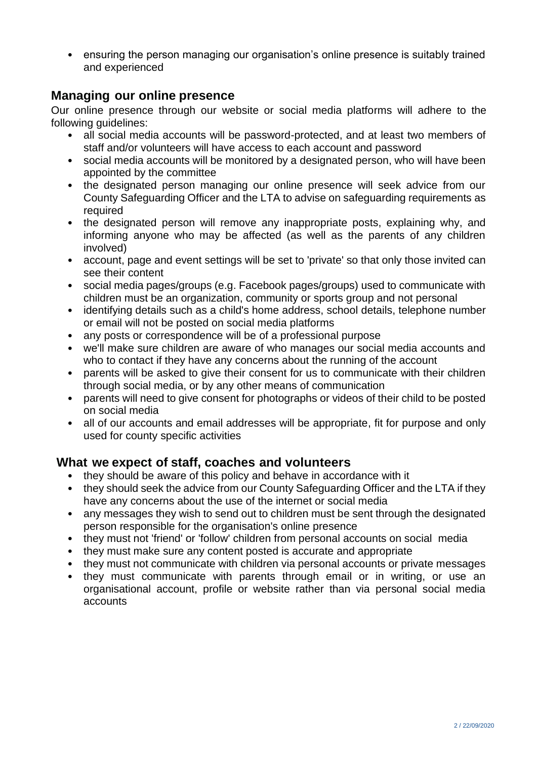- ensuring the person managing our organisation's online presence is suitably trained and experienced

## Managing our online presence

Our online presence through our website or social media platforms will adhere to the following guidelines:

- all social media accounts will be password-protected, and at least two members of staff and/or volunteers will have access to each account and password
- social media accounts will be monitored by a designated person, who will have been appointed by the committee
- the designated person managing our online presence will seek advice from our County Safeguarding Officer and the LTA to advise on safeguarding requirements as required
- the designated person will remove any inappropriate posts, explaining why, and informing anyone who may be affected (as well as the parents of any children involved)
- account, page and event settings will be set to 'private' so that only those invited can see their content
- social media pages/groups (e.g. Facebook pages/groups) used to communicate with children must be an organization, community or sports group and not personal
- identifying details such as a child's home address, school details, telephone number or email will not be posted on social media platforms
- any posts or correspondence will be of a professional purpose
- we'll make sure children are aware of who manages our social media accounts and who to contact if they have any concerns about the running of the account
- parents will be asked to give their consent for us to communicate with their children through social media, or by any other means of communication
- parents will need to give consent for photographs or videos of their child to be posted on social media
- all of our accounts and email addresses will be appropriate, fit for purpose and only used for county specific activities

## What we expect of staff, coaches and volunteers

- they should be aware of this policy and behave in accordance with it
- they should seek the advice from our County Safeguarding Officer and the LTA if they have any concerns about the use of the internet or social media
- any messages they wish to send out to children must be sent through the designated person responsible for the organisation's online presence
- they must not 'friend' or 'follow' children from personal accounts on social media
- they must make sure any content posted is accurate and appropriate
- they must not communicate with children via personal accounts or private messages
- they must communicate with parents through email or in writing, or use an organisational account, profile or website rather than via personal social media accounts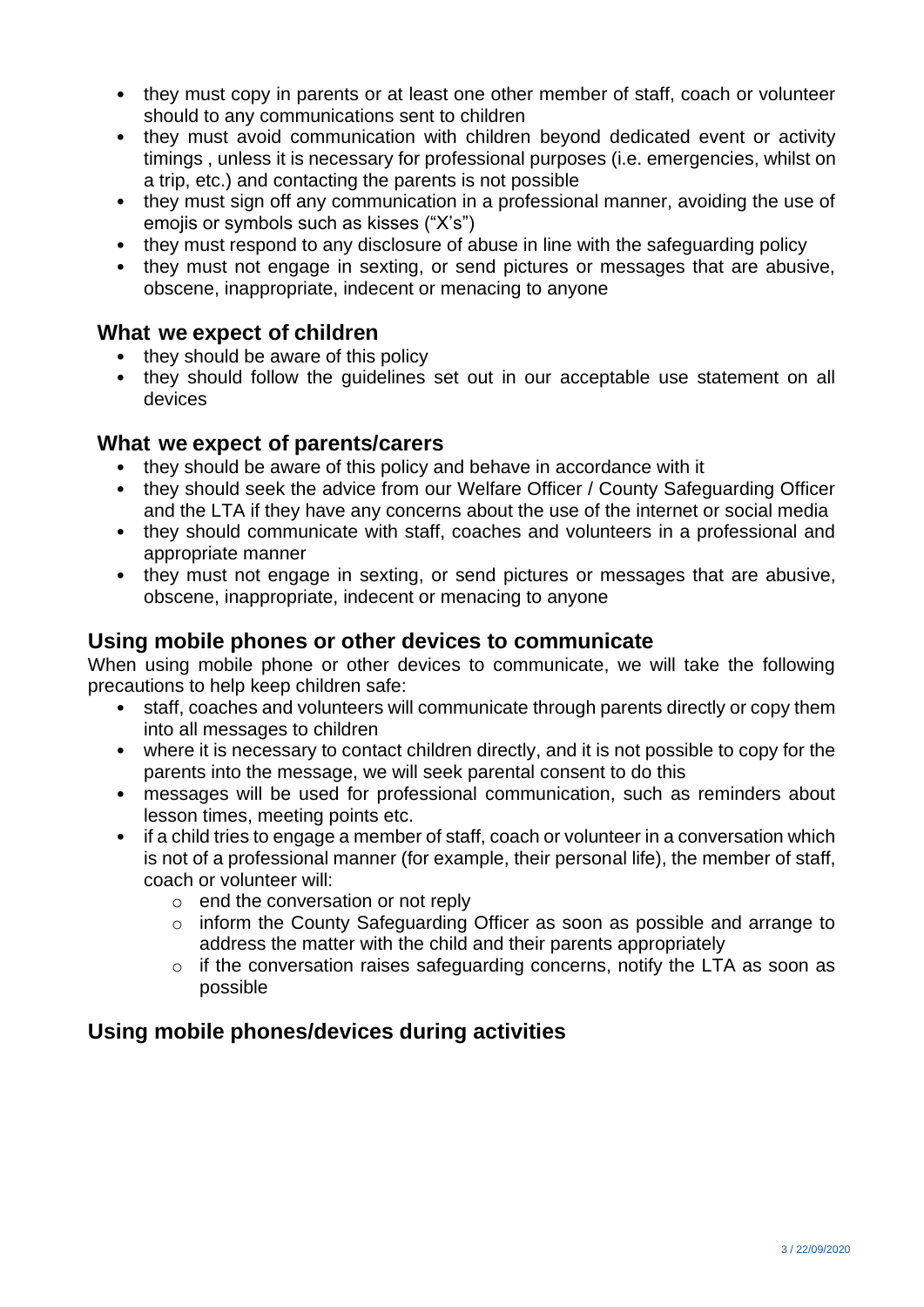- they must copy in parents or at least one other member of staff, coach or volunteer should to any communications sent to children
- they must avoid communication with children beyond dedicated event or activity timings , unless it is necessary for professional purposes (i.e. emergencies, whilst on a trip, etc.) and contacting the parents is not possible
- they must sign off any communication in a professional manner, avoiding the use of emojis or symbols such as kisses ("X's")
- they must respond to any disclosure of abuse in line with the safeguarding policy
- they must not engage in sexting, or send pictures or messages that are abusive, obscene, inappropriate, indecent or menacing to anyone

### What we expect of children

- they should be aware of this policy
- they should follow the guidelines set out in our acceptable use statement on all devices

### What we expect of parents/carers

- they should be aware of this policy and behave in accordance with it
- they should seek the advice from our Welfare Officer / County Safeguarding Officer and the LTA if they have any concerns about the use of the internet or social media
- they should communicate with staff, coaches and volunteers in a professional and appropriate manner
- they must not engage in sexting, or send pictures or messages that are abusive, obscene, inappropriate, indecent or menacing to anyone

## Using mobile phones or other devices to communicate

When using mobile phone or other devices to communicate, we will take the following precautions to help keep children safe:

- staff, coaches and volunteers will communicate through parents directly or copy them into all messages to children
- where it is necessary to contact children directly, and it is not possible to copy for the parents into the message, we will seek parental consent to do this
- messages will be used for professional communication, such as reminders about lesson times, meeting points etc.
- if a child tries to engage a member of staff, coach or volunteer in a conversation which is not of a professional manner (for example, their personal life), the member of staff, coach or volunteer will:
  - end the conversation or not reply
  - inform the County Safeguarding Officer as soon as possible and arrange to address the matter with the child and their parents appropriately
  - if the conversation raises safeguarding concerns, notify the LTA as soon as possible

## Using mobile phones/devices during activities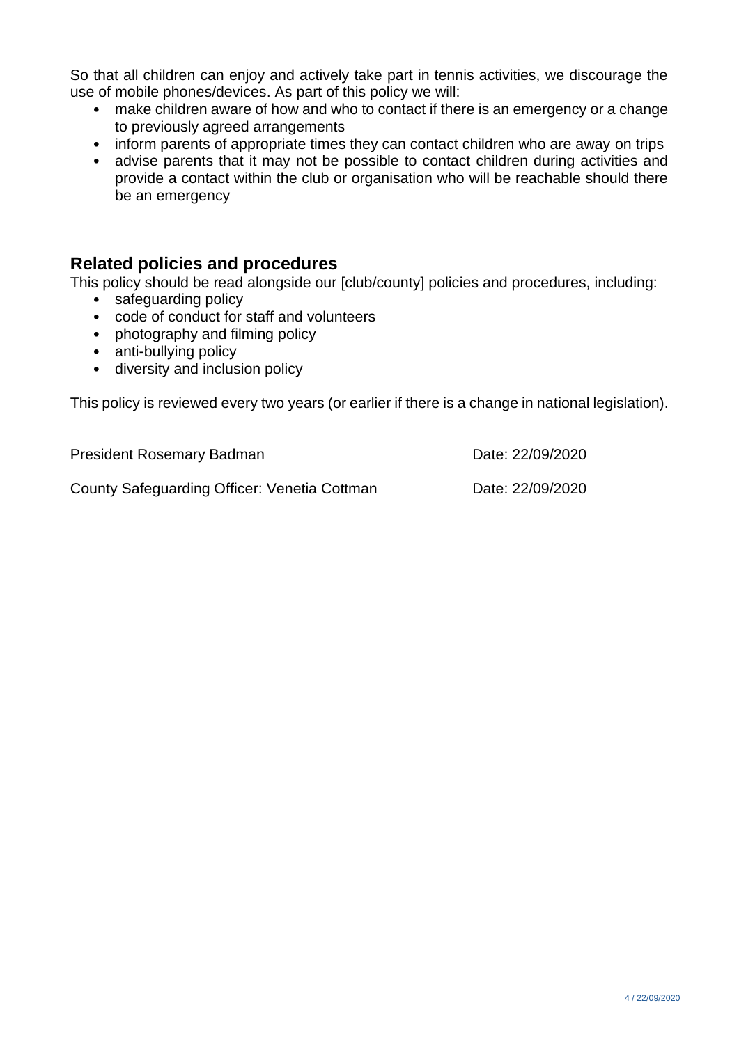So that all children can enjoy and actively take part in tennis activities, we discourage the use of mobile phones/devices. As part of this policy we will:

- make children aware of how and who to contact if there is an emergency or a change to previously agreed arrangements
- inform parents of appropriate times they can contact children who are away on trips
- advise parents that it may not be possible to contact children during activities and provide a contact within the club or organisation who will be reachable should there be an emergency

## Related policies and procedures

This policy should be read alongside our [club/county] policies and procedures, including:

- safeguarding policy
- code of conduct for staff and volunteers
- photography and filming policy
- anti-bullying policy
- diversity and inclusion policy

This policy is reviewed every two years (or earlier if there is a change in national legislation).

President Rosemary Badman Date: 22/09/2020

County Safeguarding Officer: Venetia Cottman Date: 22/09/2020